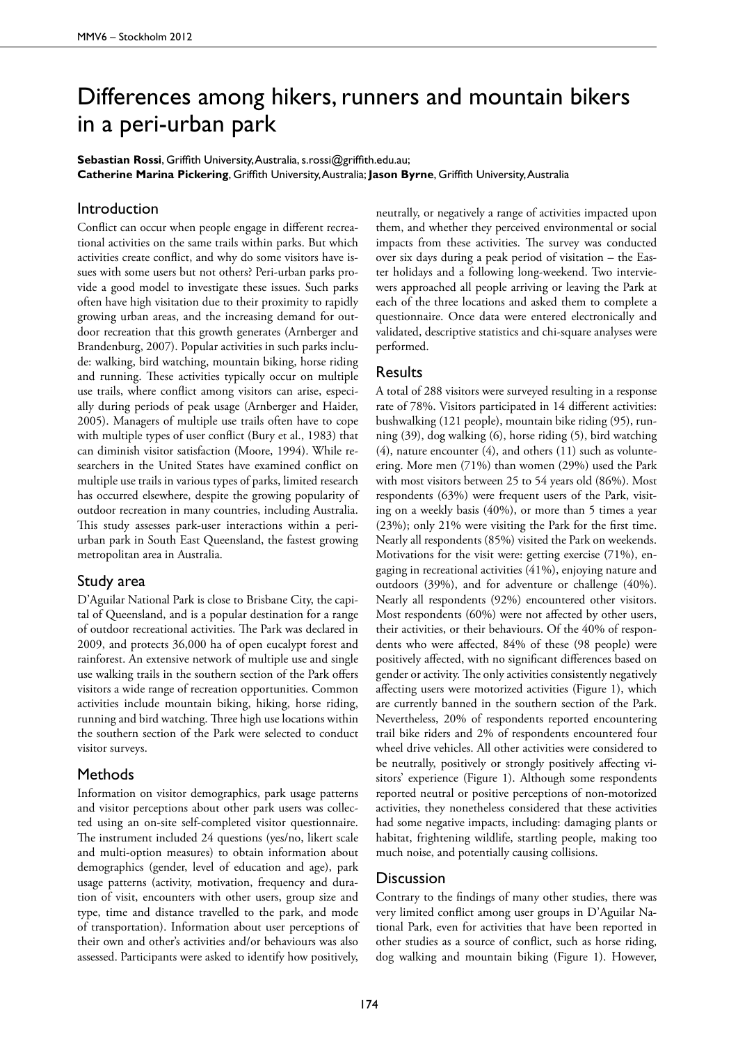# Differences among hikers, runners and mountain bikers in a peri-urban park

**Sebastian Rossi**, Griffith University, Australia, s.rossi@griffith.edu.au;
**Catherine Marina Pickering**, Griffith University, Australia; **Jason Byrne**, Griffith University, Australia

## Introduction

Conflict can occur when people engage in different recreational activities on the same trails within parks. But which activities create conflict, and why do some visitors have issues with some users but not others? Peri-urban parks provide a good model to investigate these issues. Such parks often have high visitation due to their proximity to rapidly growing urban areas, and the increasing demand for outdoor recreation that this growth generates (Arnberger and Brandenburg, 2007). Popular activities in such parks include: walking, bird watching, mountain biking, horse riding and running. These activities typically occur on multiple use trails, where conflict among visitors can arise, especially during periods of peak usage (Arnberger and Haider, 2005). Managers of multiple use trails often have to cope with multiple types of user conflict (Bury et al., 1983) that can diminish visitor satisfaction (Moore, 1994). While researchers in the United States have examined conflict on multiple use trails in various types of parks, limited research has occurred elsewhere, despite the growing popularity of outdoor recreation in many countries, including Australia. This study assesses park-user interactions within a peri-urban park in South East Queensland, the fastest growing metropolitan area in Australia.

## Study area

D'Aguilar National Park is close to Brisbane City, the capital of Queensland, and is a popular destination for a range of outdoor recreational activities. The Park was declared in 2009, and protects 36,000 ha of open eucalypt forest and rainforest. An extensive network of multiple use and single use walking trails in the southern section of the Park offers visitors a wide range of recreation opportunities. Common activities include mountain biking, hiking, horse riding, running and bird watching. Three high use locations within the southern section of the Park were selected to conduct visitor surveys.

## Methods

Information on visitor demographics, park usage patterns and visitor perceptions about other park users was collected using an on-site self-completed visitor questionnaire. The instrument included 24 questions (yes/no, likert scale and multi-option measures) to obtain information about demographics (gender, level of education and age), park usage patterns (activity, motivation, frequency and duration of visit, encounters with other users, group size and type, time and distance travelled to the park, and mode of transportation). Information about user perceptions of their own and other's activities and/or behaviours was also assessed. Participants were asked to identify how positively, neutrally, or negatively a range of activities impacted upon them, and whether they perceived environmental or social impacts from these activities. The survey was conducted over six days during a peak period of visitation – the Easter holidays and a following long-weekend. Two interviewers approached all people arriving or leaving the Park at each of the three locations and asked them to complete a questionnaire. Once data were entered electronically and validated, descriptive statistics and chi-square analyses were performed.

## Results

A total of 288 visitors were surveyed resulting in a response rate of 78%. Visitors participated in 14 different activities: bushwalking (121 people), mountain bike riding (95), running (39), dog walking (6), horse riding (5), bird watching (4), nature encounter (4), and others (11) such as volunteering. More men (71%) than women (29%) used the Park with most visitors between 25 to 54 years old (86%). Most respondents (63%) were frequent users of the Park, visiting on a weekly basis (40%), or more than 5 times a year (23%); only 21% were visiting the Park for the first time. Nearly all respondents (85%) visited the Park on weekends. Motivations for the visit were: getting exercise (71%), engaging in recreational activities (41%), enjoying nature and outdoors (39%), and for adventure or challenge (40%). Nearly all respondents (92%) encountered other visitors. Most respondents (60%) were not affected by other users, their activities, or their behaviours. Of the 40% of respondents who were affected, 84% of these (98 people) were positively affected, with no significant differences based on gender or activity. The only activities consistently negatively affecting users were motorized activities (Figure 1), which are currently banned in the southern section of the Park. Nevertheless, 20% of respondents reported encountering trail bike riders and 2% of respondents encountered four wheel drive vehicles. All other activities were considered to be neutrally, positively or strongly positively affecting visitors' experience (Figure 1). Although some respondents reported neutral or positive perceptions of non-motorized activities, they nonetheless considered that these activities had some negative impacts, including: damaging plants or habitat, frightening wildlife, startling people, making too much noise, and potentially causing collisions.

## Discussion

Contrary to the findings of many other studies, there was very limited conflict among user groups in D'Aguilar National Park, even for activities that have been reported in other studies as a source of conflict, such as horse riding, dog walking and mountain biking (Figure 1). However,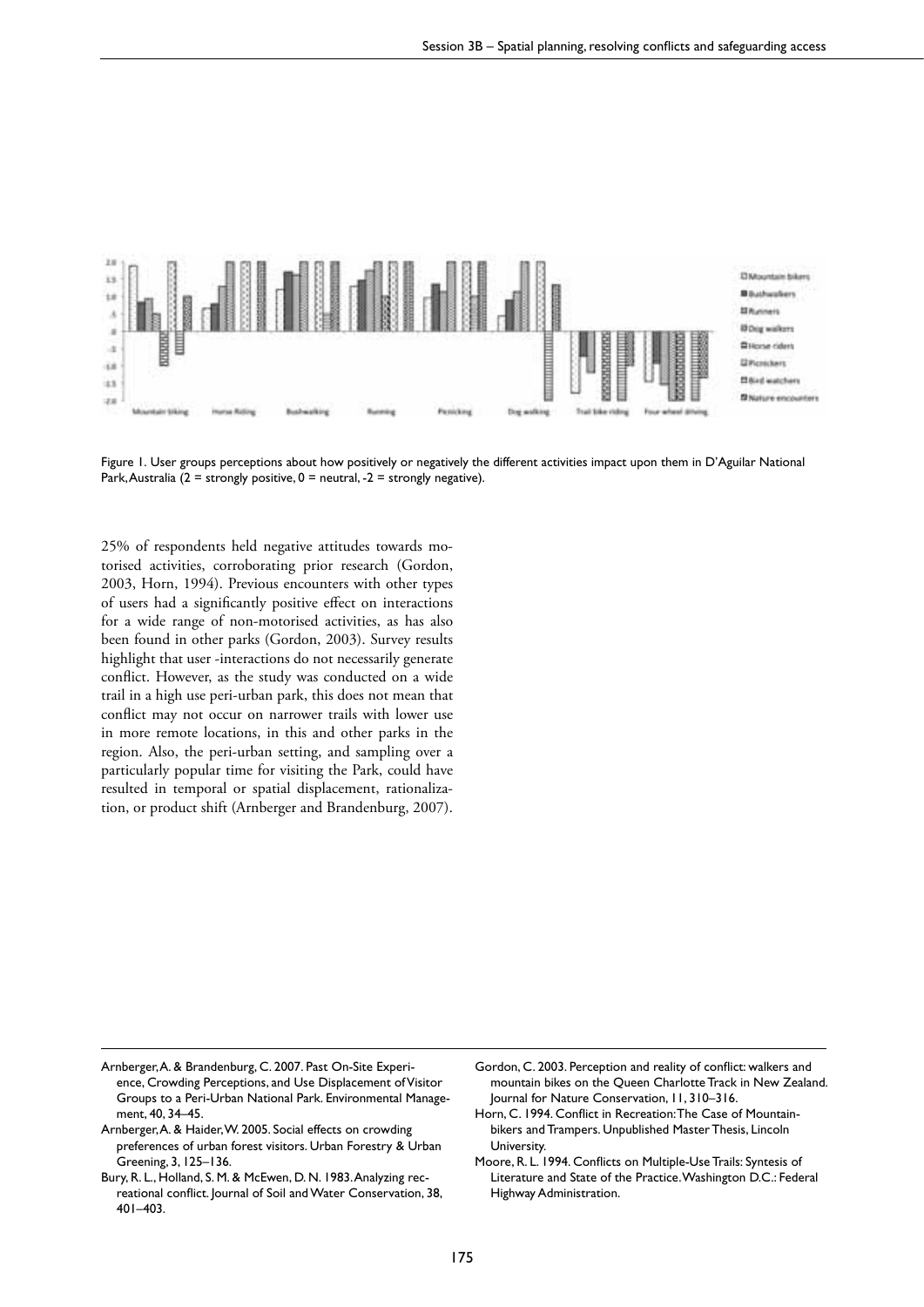2.0
1.5
1.0
.5
0
-.5
-1.0
-1.5
-2.0

Mountain biking
Horse Riding
Bushwalking
Running
Picnicking
Dog walking
Trail bike riding
Four wheel driving

Mountain bikers
Bushwalkers
Runners
Dog walkers
Horse riders
Picnickers
Bird watchers
Nature encounters

Figure 1. User groups perceptions about how positively or negatively the different activities impact upon them in D'Aguilar National Park, Australia (2 = strongly positive, 0 = neutral, -2 = strongly negative).

25% of respondents held negative attitudes towards motorised activities, corroborating prior research (Gordon, 2003, Horn, 1994). Previous encounters with other types of users had a significantly positive effect on interactions for a wide range of non-motorised activities, as has also been found in other parks (Gordon, 2003). Survey results highlight that user -interactions do not necessarily generate conflict. However, as the study was conducted on a wide trail in a high use peri-urban park, this does not mean that conflict may not occur on narrower trails with lower use in more remote locations, in this and other parks in the region. Also, the peri-urban setting, and sampling over a particularly popular time for visiting the Park, could have resulted in temporal or spatial displacement, rationalization, or product shift (Arnberger and Brandenburg, 2007).

Arnberger, A. & Brandenburg, C. 2007. Past On-Site Experience, Crowding Perceptions, and Use Displacement of Visitor Groups to a Peri-Urban National Park. Environmental Management, 40, 34–45.

Arnberger, A. & Haider, W. 2005. Social effects on crowding preferences of urban forest visitors. Urban Forestry & Urban Greening, 3, 125–136.

Bury, R. L., Holland, S. M. & McEwen, D. N. 1983. Analyzing recreational conflict. Journal of Soil and Water Conservation, 38, 401–403.

Gordon, C. 2003. Perception and reality of conflict: walkers and mountain bikes on the Queen Charlotte Track in New Zealand. Journal for Nature Conservation, 11, 310–316.

Horn, C. 1994. Conflict in Recreation: The Case of Mountain-bikers and Trampers. Unpublished Master Thesis, Lincoln University.

Moore, R. L. 1994. Conflicts on Multiple-Use Trails: Syntesis of Literature and State of the Practice. Washington D.C.: Federal Highway Administration.